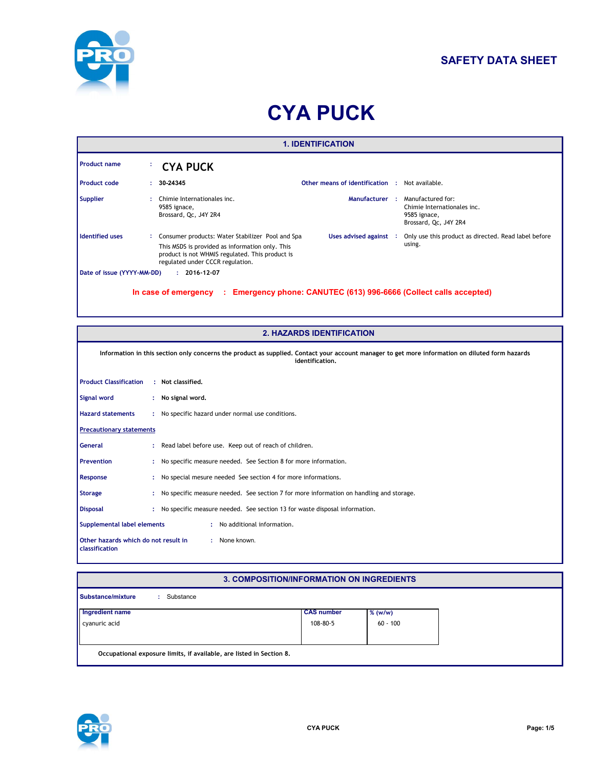SAFETY DATA SHEET

# CYA PUCK

## 1. IDENTIFICATION

**Product name** : **CYA PUCK**

**Product code** : **30-24345**

**Other means of identification** : Not available.

**Supplier** : Chimie Internationales inc.
9585 ignace,
Brossard, Qc, J4Y 2R4

**Manufacturer** : Manufactured for:
Chimie Internationales inc.
9585 ignace,
Brossard, Qc, J4Y 2R4

**Identified uses** : Consumer products: Water Stabilizer Pool and Spa
This MSDS is provided as information only. This product is not WHMIS regulated. This product is regulated under CCCR regulation.

**Uses advised against** : Only use this product as directed. Read label before using.

**Date of issue (YYYY-MM-DD)** : **2016-12-07**

**In case of emergency : Emergency phone: CANUTEC (613) 996-6666 (Collect calls accepted)**

## 2. HAZARDS IDENTIFICATION

**Information in this section only concerns the product as supplied. Contact your account manager to get more information on diluted form hazards identification.**

**Product Classification** : **Not classified.**

**Signal word** : **No signal word.**

**Hazard statements** : No specific hazard under normal use conditions.

**Precautionary statements**

**General** : Read label before use. Keep out of reach of children.

**Prevention** : No specific measure needed. See Section 8 for more information.

**Response** : No special mesure needed See section 4 for more informations.

**Storage** : No specific measure needed. See section 7 for more information on handling and storage.

**Disposal** : No specific measure needed. See section 13 for waste disposal information.

**Supplemental label elements** : No additional information.

**Other hazards which do not result in classification** : None known.

## 3. COMPOSITION/INFORMATION ON INGREDIENTS

**Substance/mixture** : Substance

| Ingredient name | CAS number | % (w/w) |
|---|---|---|
| cyanuric acid | 108-80-5 | 60 - 100 |

**Occupational exposure limits, if available, are listed in Section 8.**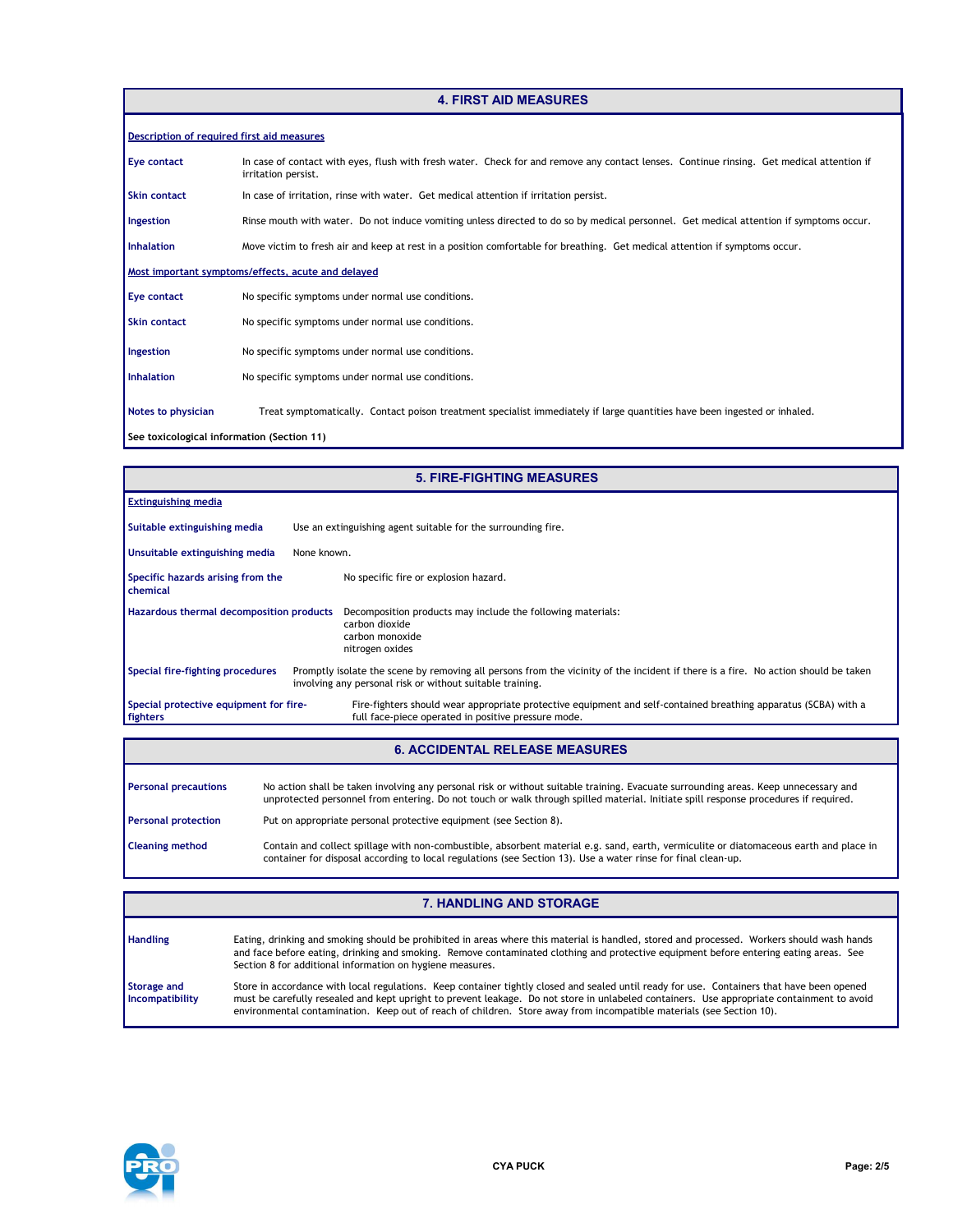## 4. FIRST AID MEASURES

**Description of required first aid measures**

**Eye contact** In case of contact with eyes, flush with fresh water. Check for and remove any contact lenses. Continue rinsing. Get medical attention if irritation persist.

**Skin contact** In case of irritation, rinse with water. Get medical attention if irritation persist.

**Ingestion** Rinse mouth with water. Do not induce vomiting unless directed to do so by medical personnel. Get medical attention if symptoms occur.

**Inhalation** Move victim to fresh air and keep at rest in a position comfortable for breathing. Get medical attention if symptoms occur.

**Most important symptoms/effects, acute and delayed**

**Eye contact** No specific symptoms under normal use conditions.

**Skin contact** No specific symptoms under normal use conditions.

**Ingestion** No specific symptoms under normal use conditions.

**Inhalation** No specific symptoms under normal use conditions.

**Notes to physician** Treat symptomatically. Contact poison treatment specialist immediately if large quantities have been ingested or inhaled.

**See toxicological information (Section 11)**

## 5. FIRE-FIGHTING MEASURES

**Extinguishing media**

**Suitable extinguishing media** Use an extinguishing agent suitable for the surrounding fire.

**Unsuitable extinguishing media** None known.

**Specific hazards arising from the chemical** No specific fire or explosion hazard.

**Hazardous thermal decomposition products** Decomposition products may include the following materials:
carbon dioxide
carbon monoxide
nitrogen oxides

**Special fire-fighting procedures** Promptly isolate the scene by removing all persons from the vicinity of the incident if there is a fire. No action should be taken involving any personal risk or without suitable training.

**Special protective equipment for fire-fighters** Fire-fighters should wear appropriate protective equipment and self-contained breathing apparatus (SCBA) with a full face-piece operated in positive pressure mode.

## 6. ACCIDENTAL RELEASE MEASURES

**Personal precautions** No action shall be taken involving any personal risk or without suitable training. Evacuate surrounding areas. Keep unnecessary and unprotected personnel from entering. Do not touch or walk through spilled material. Initiate spill response procedures if required.

**Personal protection** Put on appropriate personal protective equipment (see Section 8).

**Cleaning method** Contain and collect spillage with non-combustible, absorbent material e.g. sand, earth, vermiculite or diatomaceous earth and place in container for disposal according to local regulations (see Section 13). Use a water rinse for final clean-up.

## 7. HANDLING AND STORAGE

**Handling** Eating, drinking and smoking should be prohibited in areas where this material is handled, stored and processed. Workers should wash hands and face before eating, drinking and smoking. Remove contaminated clothing and protective equipment before entering eating areas. See Section 8 for additional information on hygiene measures.

**Storage and Incompatibility** Store in accordance with local regulations. Keep container tightly closed and sealed until ready for use. Containers that have been opened must be carefully resealed and kept upright to prevent leakage. Do not store in unlabeled containers. Use appropriate containment to avoid environmental contamination. Keep out of reach of children. Store away from incompatible materials (see Section 10).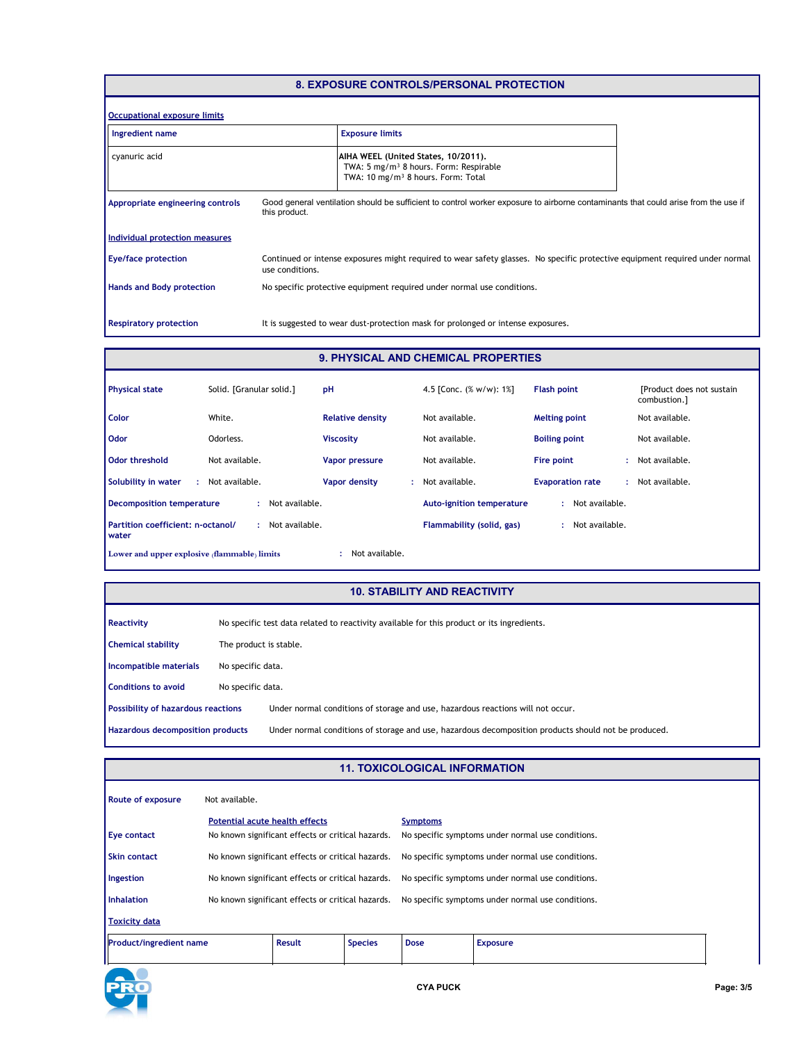## 8. EXPOSURE CONTROLS/PERSONAL PROTECTION

**Occupational exposure limits**

| Ingredient name | Exposure limits |
|---|---|
| cyanuric acid | **AIHA WEEL (United States, 10/2011).** TWA: 5 mg/m³ 8 hours. Form: Respirable TWA: 10 mg/m³ 8 hours. Form: Total |

**Appropriate engineering controls** Good general ventilation should be sufficient to control worker exposure to airborne contaminants that could arise from the use if this product.

**Individual protection measures**

**Eye/face protection** Continued or intense exposures might required to wear safety glasses. No specific protective equipment required under normal use conditions.

**Hands and Body protection** No specific protective equipment required under normal use conditions.

**Respiratory protection** It is suggested to wear dust-protection mask for prolonged or intense exposures.

## 9. PHYSICAL AND CHEMICAL PROPERTIES

| | | | | | |
|---|---|---|---|---|---|
| **Physical state** | Solid. [Granular solid.] | **pH** | 4.5 [Conc. (% w/w): 1%] | **Flash point** | [Product does not sustain combustion.] |
| **Color** | White. | **Relative density** | Not available. | **Melting point** | Not available. |
| **Odor** | Odorless. | **Viscosity** | Not available. | **Boiling point** | Not available. |
| **Odor threshold** | Not available. | **Vapor pressure** | Not available. | **Fire point** | Not available. |
| **Solubility in water** | Not available. | **Vapor density** | Not available. | **Evaporation rate** | Not available. |

**Decomposition temperature** : Not available.

**Auto-ignition temperature** : Not available.

**Partition coefficient: n-octanol/water** : Not available.

**Flammability (solid, gas)** : Not available.

**Lower and upper explosive (flammable) limits** : Not available.

## 10. STABILITY AND REACTIVITY

**Reactivity** No specific test data related to reactivity available for this product or its ingredients.

**Chemical stability** The product is stable.

**Incompatible materials** No specific data.

**Conditions to avoid** No specific data.

**Possibility of hazardous reactions** Under normal conditions of storage and use, hazardous reactions will not occur.

**Hazardous decomposition products** Under normal conditions of storage and use, hazardous decomposition products should not be produced.

## 11. TOXICOLOGICAL INFORMATION

**Route of exposure** Not available.

| | Potential acute health effects | Symptoms |
|---|---|---|
| **Eye contact** | No known significant effects or critical hazards. | No specific symptoms under normal use conditions. |
| **Skin contact** | No known significant effects or critical hazards. | No specific symptoms under normal use conditions. |
| **Ingestion** | No known significant effects or critical hazards. | No specific symptoms under normal use conditions. |
| **Inhalation** | No known significant effects or critical hazards. | No specific symptoms under normal use conditions. |

**Toxicity data**

| Product/ingredient name | Result | Species | Dose | Exposure |
|---|---|---|---|---|

CYA PUCK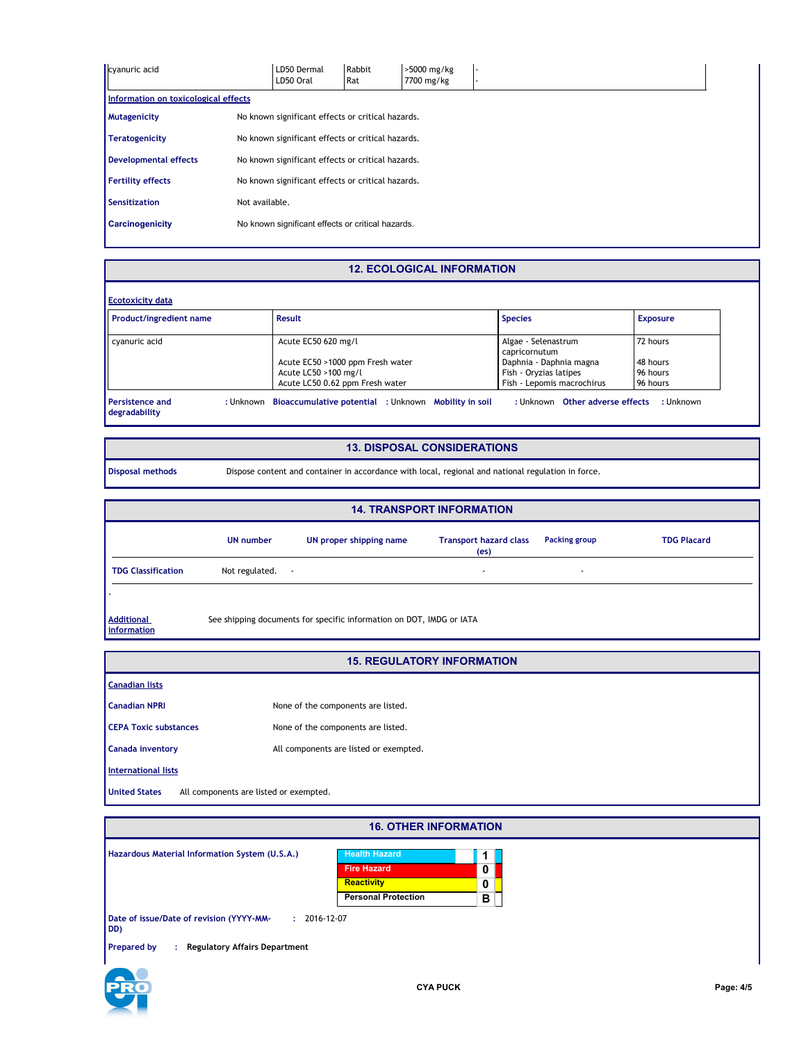| cyanuric acid | LD50 Dermal<br>LD50 Oral | Rabbit<br>Rat | >5000 mg/kg<br>7700 mg/kg | -<br>- |
|---|---|---|---|---|

**Information on toxicological effects**

| | |
|---|---|
| **Mutagenicity** | No known significant effects or critical hazards. |
| **Teratogenicity** | No known significant effects or critical hazards. |
| **Developmental effects** | No known significant effects or critical hazards. |
| **Fertility effects** | No known significant effects or critical hazards. |
| **Sensitization** | Not available. |
| **Carcinogenicity** | No known significant effects or critical hazards. |

## 12. ECOLOGICAL INFORMATION

**Ecotoxicity data**

| Product/ingredient name | Result | Species | Exposure |
|---|---|---|---|
| cyanuric acid | Acute EC50 620 mg/l | Algae - Selenastrum capricornutum | 72 hours |
| | Acute EC50 >1000 ppm Fresh water | Daphnia - Daphnia magna | 48 hours |
| | Acute LC50 >100 mg/l | Fish - Oryzias latipes | 96 hours |
| | Acute LC50 0.62 ppm Fresh water | Fish - Lepomis macrochirus | 96 hours |

**Persistence and degradability** : Unknown **Bioaccumulative potential** : Unknown **Mobility in soil** : Unknown **Other adverse effects** : Unknown

## 13. DISPOSAL CONSIDERATIONS

**Disposal methods** Dispose content and container in accordance with local, regional and national regulation in force.

## 14. TRANSPORT INFORMATION

| | UN number | UN proper shipping name | Transport hazard class (es) | Packing group | TDG Placard |
|---|---|---|---|---|---|
| **TDG Classification** | Not regulated. | - | - | - | |

-

**Additional information** See shipping documents for specific information on DOT, IMDG or IATA

## 15. REGULATORY INFORMATION

**Canadian lists**

| | |
|---|---|
| **Canadian NPRI** | None of the components are listed. |
| **CEPA Toxic substances** | None of the components are listed. |
| **Canada inventory** | All components are listed or exempted. |

**International lists**

**United States** All components are listed or exempted.

## 16. OTHER INFORMATION

**Hazardous Material Information System (U.S.A.)**

| | |
|---|---|
| Health Hazard | 1 |
| Fire Hazard | 0 |
| Reactivity | 0 |
| Personal Protection | B |

**Date of issue/Date of revision (YYYY-MM-DD)** : 2016-12-07

**Prepared by** : **Regulatory Affairs Department**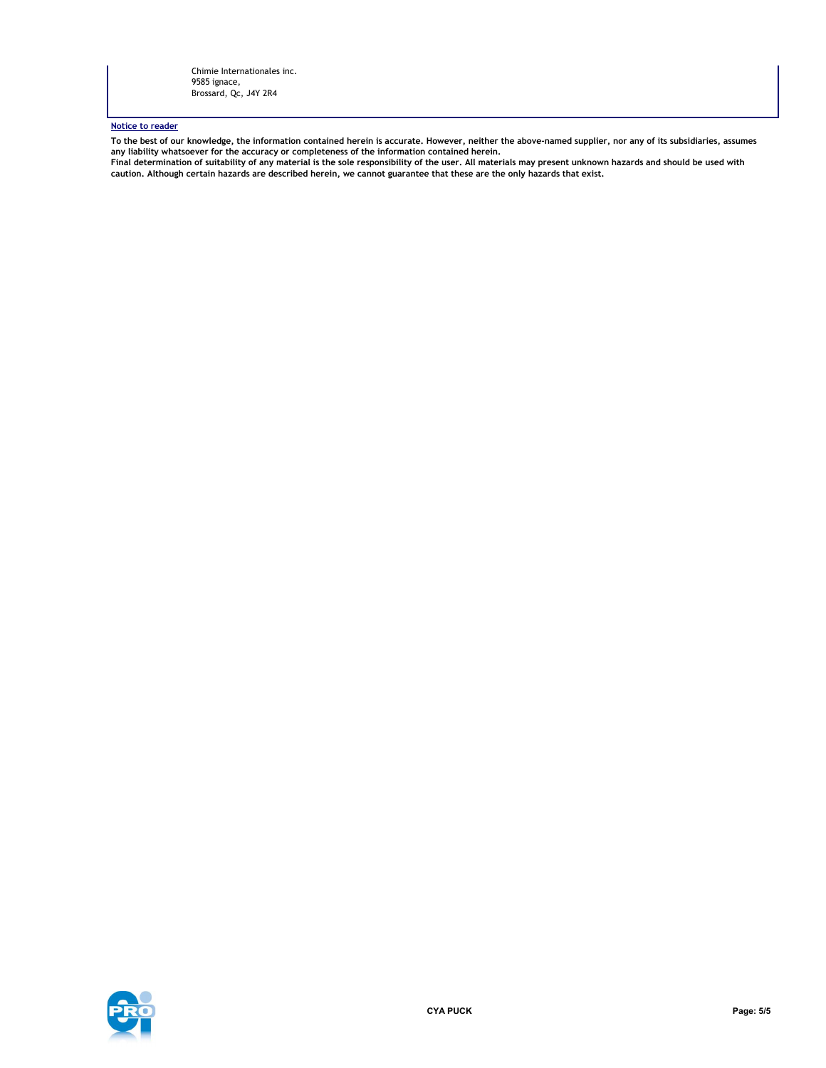Chimie Internationales inc.
9585 ignace,
Brossard, Qc, J4Y 2R4

**Notice to reader**

**To the best of our knowledge, the information contained herein is accurate. However, neither the above-named supplier, nor any of its subsidiaries, assumes any liability whatsoever for the accuracy or completeness of the information contained herein.**
**Final determination of suitability of any material is the sole responsibility of the user. All materials may present unknown hazards and should be used with caution. Although certain hazards are described herein, we cannot guarantee that these are the only hazards that exist.**